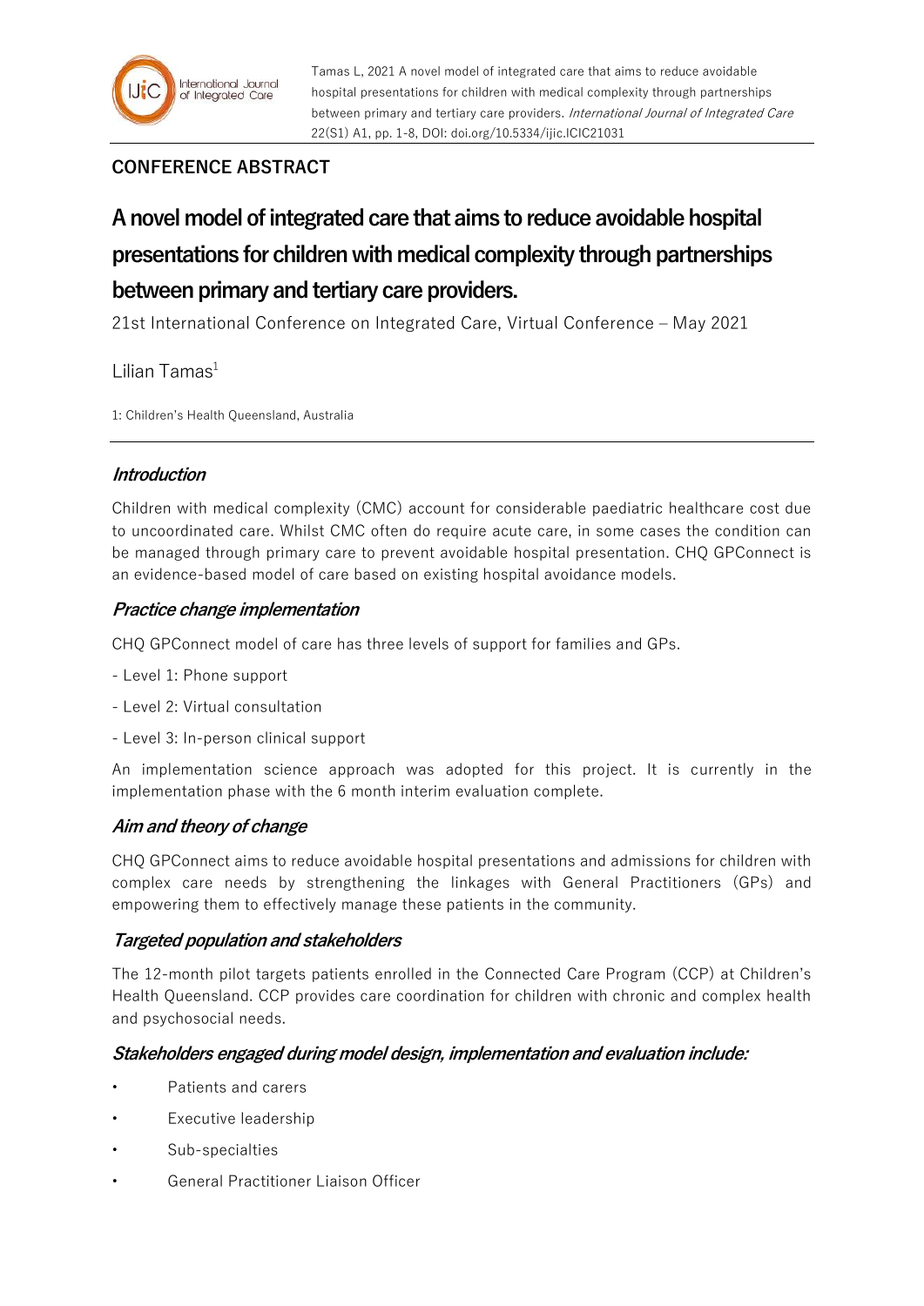**CONFERENCE ABSTRACT**

# A novel model of integrated care that aims to reduce avoidable hospital presentations for children with medical complexity through partnerships between primary and tertiary care providers.

21st International Conference on Integrated Care, Virtual Conference – May 2021

Lilian Tamas[1]

1: Children's Health Queensland, Australia

## *Introduction*

Children with medical complexity (CMC) account for considerable paediatric healthcare cost due to uncoordinated care. Whilst CMC often do require acute care, in some cases the condition can be managed through primary care to prevent avoidable hospital presentation. CHQ GPConnect is an evidence-based model of care based on existing hospital avoidance models.

## *Practice change implementation*

CHQ GPConnect model of care has three levels of support for families and GPs.

- Level 1: Phone support
- Level 2: Virtual consultation
- Level 3: In-person clinical support

An implementation science approach was adopted for this project. It is currently in the implementation phase with the 6 month interim evaluation complete.

## *Aim and theory of change*

CHQ GPConnect aims to reduce avoidable hospital presentations and admissions for children with complex care needs by strengthening the linkages with General Practitioners (GPs) and empowering them to effectively manage these patients in the community.

## *Targeted population and stakeholders*

The 12-month pilot targets patients enrolled in the Connected Care Program (CCP) at Children's Health Queensland. CCP provides care coordination for children with chronic and complex health and psychosocial needs.

## *Stakeholders engaged during model design, implementation and evaluation include:*

- Patients and carers
- Executive leadership
- Sub-specialties
- General Practitioner Liaison Officer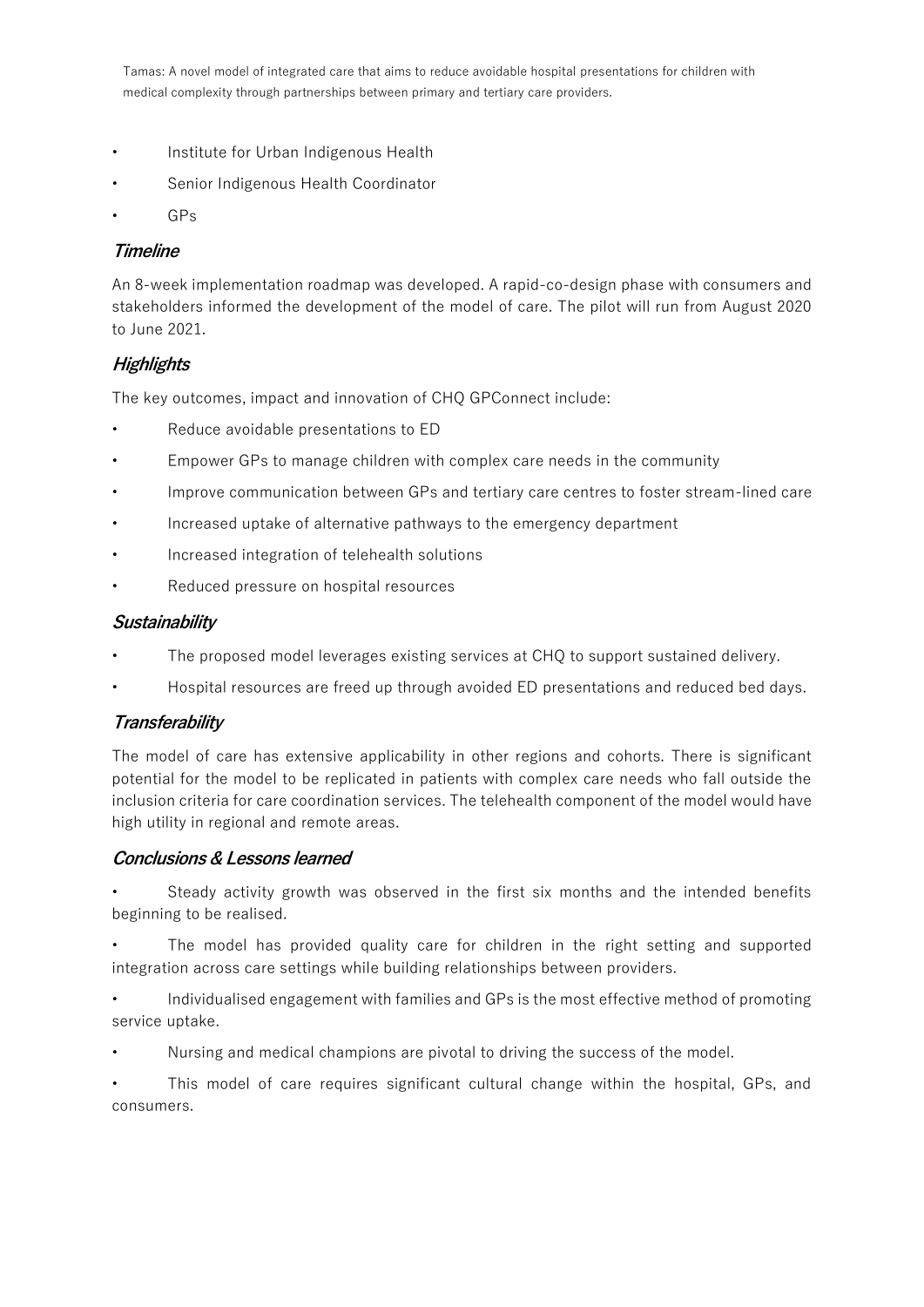- Institute for Urban Indigenous Health
- Senior Indigenous Health Coordinator
- GPs

### *Timeline*

An 8-week implementation roadmap was developed. A rapid-co-design phase with consumers and stakeholders informed the development of the model of care. The pilot will run from August 2020 to June 2021.

### *Highlights*

The key outcomes, impact and innovation of CHQ GPConnect include:

- Reduce avoidable presentations to ED
- Empower GPs to manage children with complex care needs in the community
- Improve communication between GPs and tertiary care centres to foster stream-lined care
- Increased uptake of alternative pathways to the emergency department
- Increased integration of telehealth solutions
- Reduced pressure on hospital resources

### *Sustainability*

- The proposed model leverages existing services at CHQ to support sustained delivery.
- Hospital resources are freed up through avoided ED presentations and reduced bed days.

### *Transferability*

The model of care has extensive applicability in other regions and cohorts. There is significant potential for the model to be replicated in patients with complex care needs who fall outside the inclusion criteria for care coordination services. The telehealth component of the model would have high utility in regional and remote areas.

### *Conclusions & Lessons learned*

- Steady activity growth was observed in the first six months and the intended benefits beginning to be realised.
- The model has provided quality care for children in the right setting and supported integration across care settings while building relationships between providers.
- Individualised engagement with families and GPs is the most effective method of promoting service uptake.
- Nursing and medical champions are pivotal to driving the success of the model.
- This model of care requires significant cultural change within the hospital, GPs, and consumers.